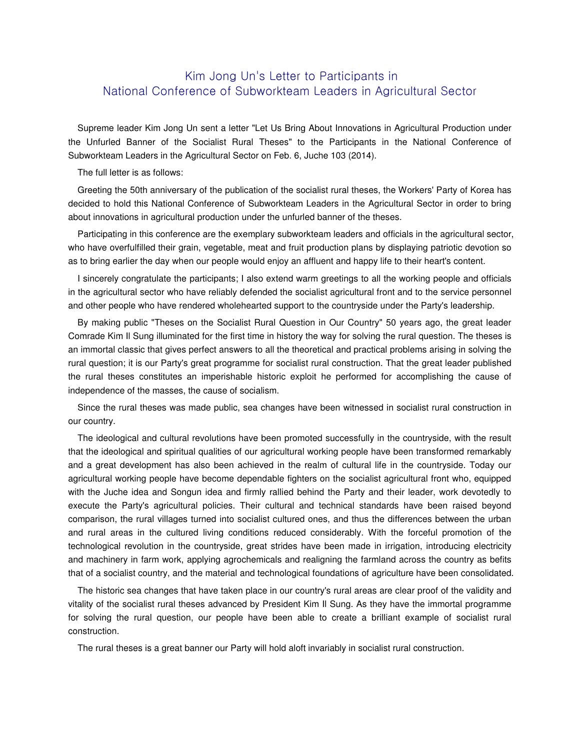# Kim Jong Un's Letter to Participants in National Conference of Subworkteam Leaders in Agricultural Sector

Supreme leader Kim Jong Un sent a letter "Let Us Bring About Innovations in Agricultural Production under the Unfurled Banner of the Socialist Rural Theses" to the Participants in the National Conference of Subworkteam Leaders in the Agricultural Sector on Feb. 6, Juche 103 (2014).

The full letter is as follows:

Greeting the 50th anniversary of the publication of the socialist rural theses, the Workers' Party of Korea has decided to hold this National Conference of Subworkteam Leaders in the Agricultural Sector in order to bring about innovations in agricultural production under the unfurled banner of the theses.

Participating in this conference are the exemplary subworkteam leaders and officials in the agricultural sector, who have overfulfilled their grain, vegetable, meat and fruit production plans by displaying patriotic devotion so as to bring earlier the day when our people would enjoy an affluent and happy life to their heart's content.

I sincerely congratulate the participants; I also extend warm greetings to all the working people and officials in the agricultural sector who have reliably defended the socialist agricultural front and to the service personnel and other people who have rendered wholehearted support to the countryside under the Party's leadership.

By making public "Theses on the Socialist Rural Question in Our Country" 50 years ago, the great leader Comrade Kim Il Sung illuminated for the first time in history the way for solving the rural question. The theses is an immortal classic that gives perfect answers to all the theoretical and practical problems arising in solving the rural question; it is our Party's great programme for socialist rural construction. That the great leader published the rural theses constitutes an imperishable historic exploit he performed for accomplishing the cause of independence of the masses, the cause of socialism.

Since the rural theses was made public, sea changes have been witnessed in socialist rural construction in our country.

The ideological and cultural revolutions have been promoted successfully in the countryside, with the result that the ideological and spiritual qualities of our agricultural working people have been transformed remarkably and a great development has also been achieved in the realm of cultural life in the countryside. Today our agricultural working people have become dependable fighters on the socialist agricultural front who, equipped with the Juche idea and Songun idea and firmly rallied behind the Party and their leader, work devotedly to execute the Party's agricultural policies. Their cultural and technical standards have been raised beyond comparison, the rural villages turned into socialist cultured ones, and thus the differences between the urban and rural areas in the cultured living conditions reduced considerably. With the forceful promotion of the technological revolution in the countryside, great strides have been made in irrigation, introducing electricity and machinery in farm work, applying agrochemicals and realigning the farmland across the country as befits that of a socialist country, and the material and technological foundations of agriculture have been consolidated.

The historic sea changes that have taken place in our country's rural areas are clear proof of the validity and vitality of the socialist rural theses advanced by President Kim Il Sung. As they have the immortal programme for solving the rural question, our people have been able to create a brilliant example of socialist rural construction.

The rural theses is a great banner our Party will hold aloft invariably in socialist rural construction.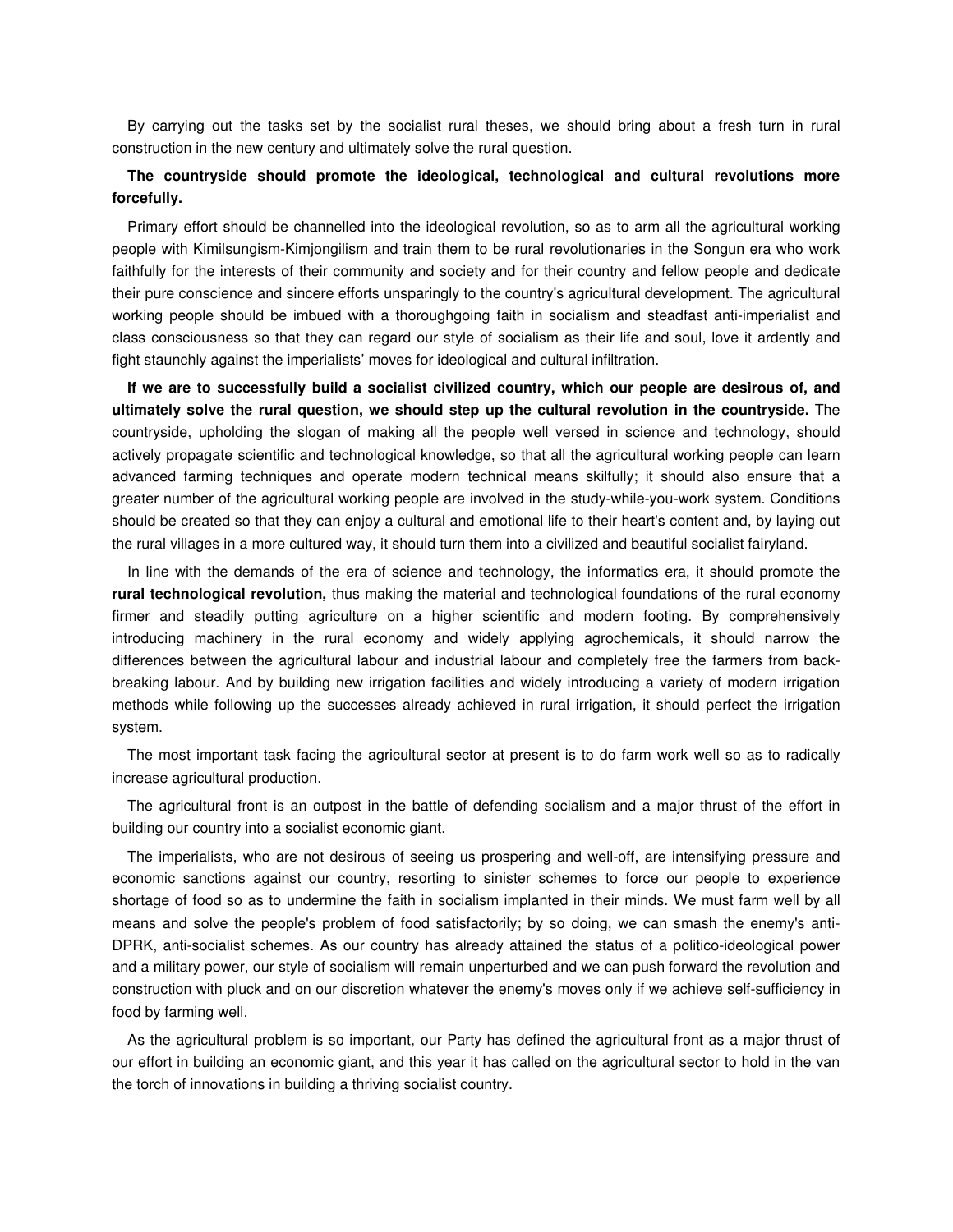By carrying out the tasks set by the socialist rural theses, we should bring about a fresh turn in rural construction in the new century and ultimately solve the rural question.

**The countryside should promote the ideological, technological and cultural revolutions more forcefully.**

Primary effort should be channelled into the ideological revolution, so as to arm all the agricultural working people with Kimilsungism-Kimjongilism and train them to be rural revolutionaries in the Songun era who work faithfully for the interests of their community and society and for their country and fellow people and dedicate their pure conscience and sincere efforts unsparingly to the country's agricultural development. The agricultural working people should be imbued with a thoroughgoing faith in socialism and steadfast anti-imperialist and class consciousness so that they can regard our style of socialism as their life and soul, love it ardently and fight staunchly against the imperialists' moves for ideological and cultural infiltration.

**If we are to successfully build a socialist civilized country, which our people are desirous of, and ultimately solve the rural question, we should step up the cultural revolution in the countryside.** The countryside, upholding the slogan of making all the people well versed in science and technology, should actively propagate scientific and technological knowledge, so that all the agricultural working people can learn advanced farming techniques and operate modern technical means skilfully; it should also ensure that a greater number of the agricultural working people are involved in the study-while-you-work system. Conditions should be created so that they can enjoy a cultural and emotional life to their heart's content and, by laying out the rural villages in a more cultured way, it should turn them into a civilized and beautiful socialist fairyland.

In line with the demands of the era of science and technology, the informatics era, it should promote the **rural technological revolution,** thus making the material and technological foundations of the rural economy firmer and steadily putting agriculture on a higher scientific and modern footing. By comprehensively introducing machinery in the rural economy and widely applying agrochemicals, it should narrow the differences between the agricultural labour and industrial labour and completely free the farmers from back-breaking labour. And by building new irrigation facilities and widely introducing a variety of modern irrigation methods while following up the successes already achieved in rural irrigation, it should perfect the irrigation system.

The most important task facing the agricultural sector at present is to do farm work well so as to radically increase agricultural production.

The agricultural front is an outpost in the battle of defending socialism and a major thrust of the effort in building our country into a socialist economic giant.

The imperialists, who are not desirous of seeing us prospering and well-off, are intensifying pressure and economic sanctions against our country, resorting to sinister schemes to force our people to experience shortage of food so as to undermine the faith in socialism implanted in their minds. We must farm well by all means and solve the people's problem of food satisfactorily; by so doing, we can smash the enemy's anti-DPRK, anti-socialist schemes. As our country has already attained the status of a politico-ideological power and a military power, our style of socialism will remain unperturbed and we can push forward the revolution and construction with pluck and on our discretion whatever the enemy's moves only if we achieve self-sufficiency in food by farming well.

As the agricultural problem is so important, our Party has defined the agricultural front as a major thrust of our effort in building an economic giant, and this year it has called on the agricultural sector to hold in the van the torch of innovations in building a thriving socialist country.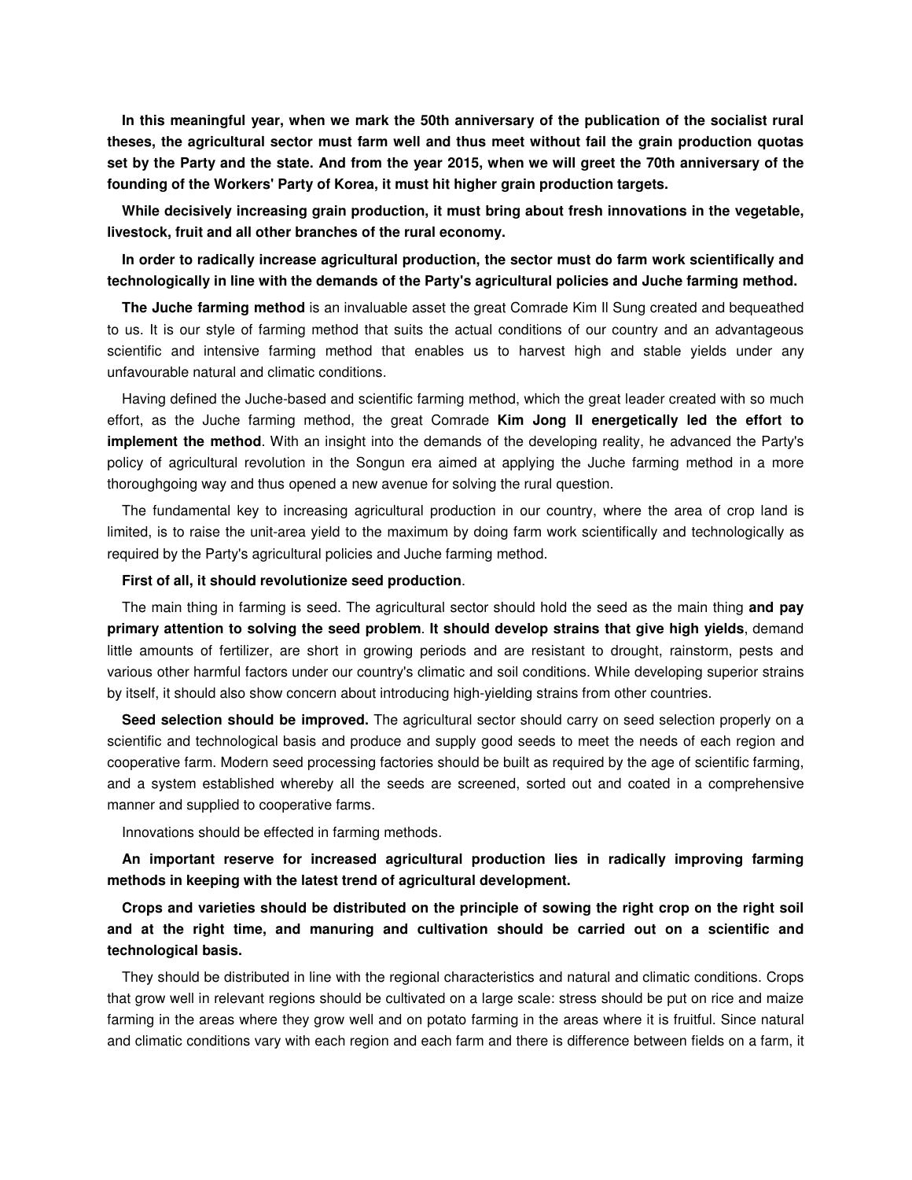**In this meaningful year, when we mark the 50th anniversary of the publication of the socialist rural theses, the agricultural sector must farm well and thus meet without fail the grain production quotas set by the Party and the state. And from the year 2015, when we will greet the 70th anniversary of the founding of the Workers' Party of Korea, it must hit higher grain production targets.**

**While decisively increasing grain production, it must bring about fresh innovations in the vegetable, livestock, fruit and all other branches of the rural economy.**

**In order to radically increase agricultural production, the sector must do farm work scientifically and technologically in line with the demands of the Party's agricultural policies and Juche farming method.**

**The Juche farming method** is an invaluable asset the great Comrade Kim Il Sung created and bequeathed to us. It is our style of farming method that suits the actual conditions of our country and an advantageous scientific and intensive farming method that enables us to harvest high and stable yields under any unfavourable natural and climatic conditions.

Having defined the Juche-based and scientific farming method, which the great leader created with so much effort, as the Juche farming method, the great Comrade **Kim Jong Il energetically led the effort to implement the method**. With an insight into the demands of the developing reality, he advanced the Party's policy of agricultural revolution in the Songun era aimed at applying the Juche farming method in a more thoroughgoing way and thus opened a new avenue for solving the rural question.

The fundamental key to increasing agricultural production in our country, where the area of crop land is limited, is to raise the unit-area yield to the maximum by doing farm work scientifically and technologically as required by the Party's agricultural policies and Juche farming method.

**First of all, it should revolutionize seed production**.

The main thing in farming is seed. The agricultural sector should hold the seed as the main thing **and pay primary attention to solving the seed problem**. **It should develop strains that give high yields**, demand little amounts of fertilizer, are short in growing periods and are resistant to drought, rainstorm, pests and various other harmful factors under our country's climatic and soil conditions. While developing superior strains by itself, it should also show concern about introducing high-yielding strains from other countries.

**Seed selection should be improved.** The agricultural sector should carry on seed selection properly on a scientific and technological basis and produce and supply good seeds to meet the needs of each region and cooperative farm. Modern seed processing factories should be built as required by the age of scientific farming, and a system established whereby all the seeds are screened, sorted out and coated in a comprehensive manner and supplied to cooperative farms.

Innovations should be effected in farming methods.

**An important reserve for increased agricultural production lies in radically improving farming methods in keeping with the latest trend of agricultural development.**

**Crops and varieties should be distributed on the principle of sowing the right crop on the right soil and at the right time, and manuring and cultivation should be carried out on a scientific and technological basis.**

They should be distributed in line with the regional characteristics and natural and climatic conditions. Crops that grow well in relevant regions should be cultivated on a large scale: stress should be put on rice and maize farming in the areas where they grow well and on potato farming in the areas where it is fruitful. Since natural and climatic conditions vary with each region and each farm and there is difference between fields on a farm, it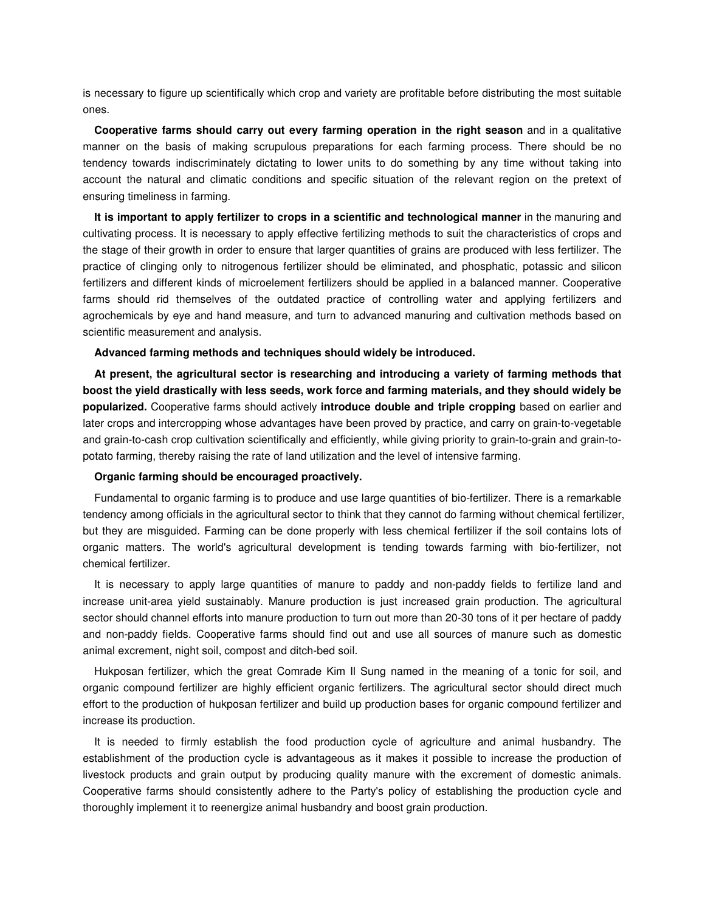is necessary to figure up scientifically which crop and variety are profitable before distributing the most suitable ones.

**Cooperative farms should carry out every farming operation in the right season** and in a qualitative manner on the basis of making scrupulous preparations for each farming process. There should be no tendency towards indiscriminately dictating to lower units to do something by any time without taking into account the natural and climatic conditions and specific situation of the relevant region on the pretext of ensuring timeliness in farming.

**It is important to apply fertilizer to crops in a scientific and technological manner** in the manuring and cultivating process. It is necessary to apply effective fertilizing methods to suit the characteristics of crops and the stage of their growth in order to ensure that larger quantities of grains are produced with less fertilizer. The practice of clinging only to nitrogenous fertilizer should be eliminated, and phosphatic, potassic and silicon fertilizers and different kinds of microelement fertilizers should be applied in a balanced manner. Cooperative farms should rid themselves of the outdated practice of controlling water and applying fertilizers and agrochemicals by eye and hand measure, and turn to advanced manuring and cultivation methods based on scientific measurement and analysis.

**Advanced farming methods and techniques should widely be introduced.**

**At present, the agricultural sector is researching and introducing a variety of farming methods that boost the yield drastically with less seeds, work force and farming materials, and they should widely be popularized.** Cooperative farms should actively **introduce double and triple cropping** based on earlier and later crops and intercropping whose advantages have been proved by practice, and carry on grain-to-vegetable and grain-to-cash crop cultivation scientifically and efficiently, while giving priority to grain-to-grain and grain-to-potato farming, thereby raising the rate of land utilization and the level of intensive farming.

**Organic farming should be encouraged proactively.**

Fundamental to organic farming is to produce and use large quantities of bio-fertilizer. There is a remarkable tendency among officials in the agricultural sector to think that they cannot do farming without chemical fertilizer, but they are misguided. Farming can be done properly with less chemical fertilizer if the soil contains lots of organic matters. The world's agricultural development is tending towards farming with bio-fertilizer, not chemical fertilizer.

It is necessary to apply large quantities of manure to paddy and non-paddy fields to fertilize land and increase unit-area yield sustainably. Manure production is just increased grain production. The agricultural sector should channel efforts into manure production to turn out more than 20-30 tons of it per hectare of paddy and non-paddy fields. Cooperative farms should find out and use all sources of manure such as domestic animal excrement, night soil, compost and ditch-bed soil.

Hukposan fertilizer, which the great Comrade Kim Il Sung named in the meaning of a tonic for soil, and organic compound fertilizer are highly efficient organic fertilizers. The agricultural sector should direct much effort to the production of hukposan fertilizer and build up production bases for organic compound fertilizer and increase its production.

It is needed to firmly establish the food production cycle of agriculture and animal husbandry. The establishment of the production cycle is advantageous as it makes it possible to increase the production of livestock products and grain output by producing quality manure with the excrement of domestic animals. Cooperative farms should consistently adhere to the Party's policy of establishing the production cycle and thoroughly implement it to reenergize animal husbandry and boost grain production.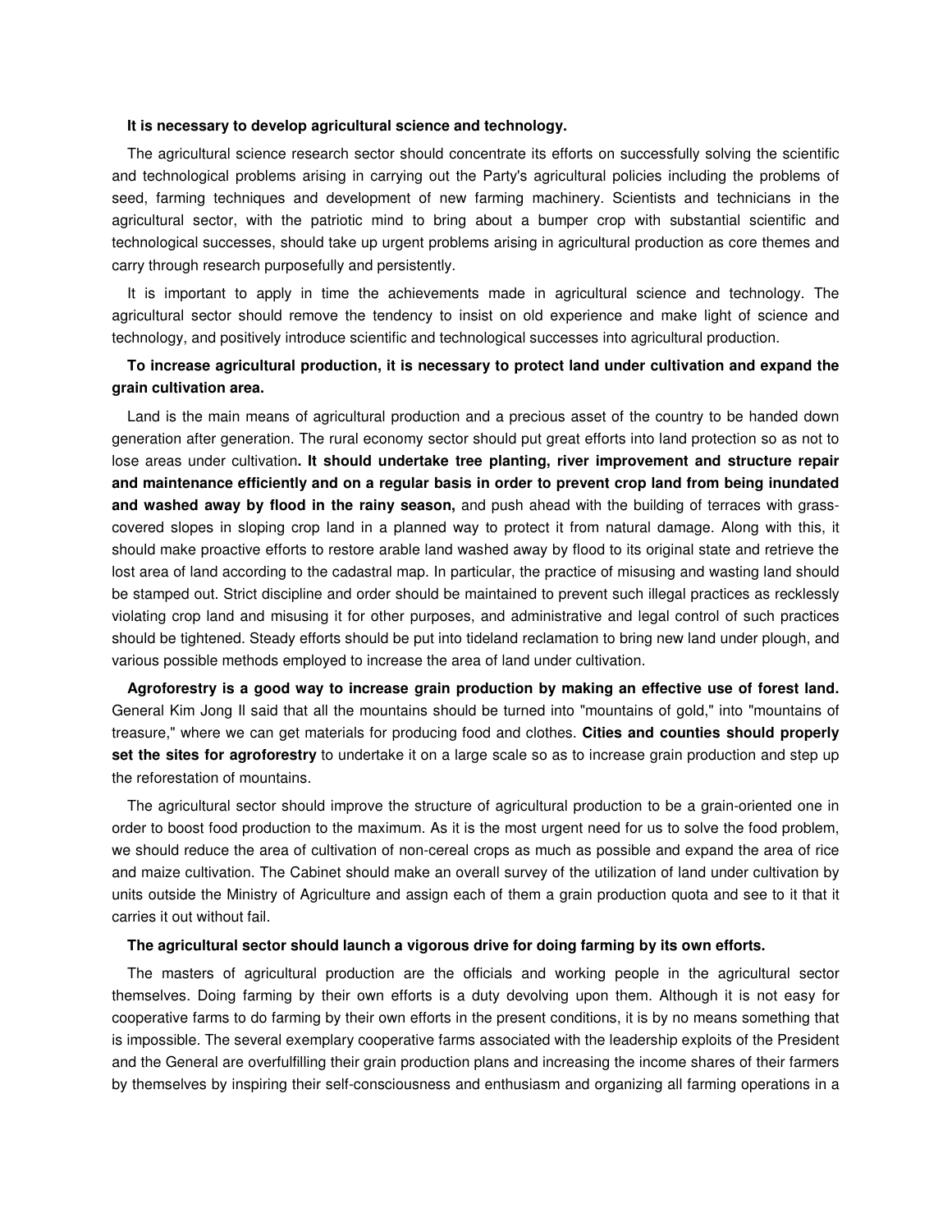**It is necessary to develop agricultural science and technology.**

The agricultural science research sector should concentrate its efforts on successfully solving the scientific and technological problems arising in carrying out the Party's agricultural policies including the problems of seed, farming techniques and development of new farming machinery. Scientists and technicians in the agricultural sector, with the patriotic mind to bring about a bumper crop with substantial scientific and technological successes, should take up urgent problems arising in agricultural production as core themes and carry through research purposefully and persistently.

It is important to apply in time the achievements made in agricultural science and technology. The agricultural sector should remove the tendency to insist on old experience and make light of science and technology, and positively introduce scientific and technological successes into agricultural production.

**To increase agricultural production, it is necessary to protect land under cultivation and expand the grain cultivation area.**

Land is the main means of agricultural production and a precious asset of the country to be handed down generation after generation. The rural economy sector should put great efforts into land protection so as not to lose areas under cultivation**. It should undertake tree planting, river improvement and structure repair and maintenance efficiently and on a regular basis in order to prevent crop land from being inundated and washed away by flood in the rainy season,** and push ahead with the building of terraces with grass-covered slopes in sloping crop land in a planned way to protect it from natural damage. Along with this, it should make proactive efforts to restore arable land washed away by flood to its original state and retrieve the lost area of land according to the cadastral map. In particular, the practice of misusing and wasting land should be stamped out. Strict discipline and order should be maintained to prevent such illegal practices as recklessly violating crop land and misusing it for other purposes, and administrative and legal control of such practices should be tightened. Steady efforts should be put into tideland reclamation to bring new land under plough, and various possible methods employed to increase the area of land under cultivation.

**Agroforestry is a good way to increase grain production by making an effective use of forest land.** General Kim Jong Il said that all the mountains should be turned into "mountains of gold," into "mountains of treasure," where we can get materials for producing food and clothes. **Cities and counties should properly set the sites for agroforestry** to undertake it on a large scale so as to increase grain production and step up the reforestation of mountains.

The agricultural sector should improve the structure of agricultural production to be a grain-oriented one in order to boost food production to the maximum. As it is the most urgent need for us to solve the food problem, we should reduce the area of cultivation of non-cereal crops as much as possible and expand the area of rice and maize cultivation. The Cabinet should make an overall survey of the utilization of land under cultivation by units outside the Ministry of Agriculture and assign each of them a grain production quota and see to it that it carries it out without fail.

**The agricultural sector should launch a vigorous drive for doing farming by its own efforts.**

The masters of agricultural production are the officials and working people in the agricultural sector themselves. Doing farming by their own efforts is a duty devolving upon them. Although it is not easy for cooperative farms to do farming by their own efforts in the present conditions, it is by no means something that is impossible. The several exemplary cooperative farms associated with the leadership exploits of the President and the General are overfulfilling their grain production plans and increasing the income shares of their farmers by themselves by inspiring their self-consciousness and enthusiasm and organizing all farming operations in a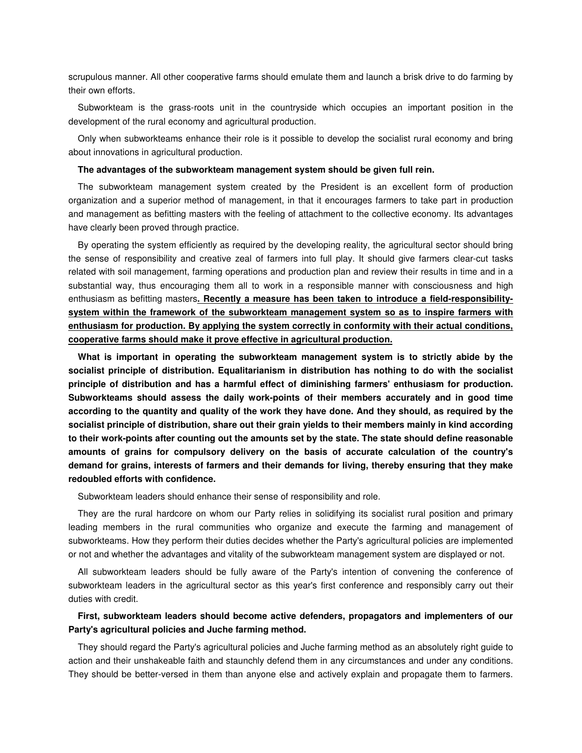scrupulous manner. All other cooperative farms should emulate them and launch a brisk drive to do farming by their own efforts.

Subworkteam is the grass-roots unit in the countryside which occupies an important position in the development of the rural economy and agricultural production.

Only when subworkteams enhance their role is it possible to develop the socialist rural economy and bring about innovations in agricultural production.

**The advantages of the subworkteam management system should be given full rein.**

The subworkteam management system created by the President is an excellent form of production organization and a superior method of management, in that it encourages farmers to take part in production and management as befitting masters with the feeling of attachment to the collective economy. Its advantages have clearly been proved through practice.

By operating the system efficiently as required by the developing reality, the agricultural sector should bring the sense of responsibility and creative zeal of farmers into full play. It should give farmers clear-cut tasks related with soil management, farming operations and production plan and review their results in time and in a substantial way, thus encouraging them all to work in a responsible manner with consciousness and high enthusiasm as befitting masters**. Recently a measure has been taken to introduce a field-responsibility-system within the framework of the subworkteam management system so as to inspire farmers with enthusiasm for production. By applying the system correctly in conformity with their actual conditions, cooperative farms should make it prove effective in agricultural production.**

**What is important in operating the subworkteam management system is to strictly abide by the socialist principle of distribution. Equalitarianism in distribution has nothing to do with the socialist principle of distribution and has a harmful effect of diminishing farmers' enthusiasm for production. Subworkteams should assess the daily work-points of their members accurately and in good time according to the quantity and quality of the work they have done. And they should, as required by the socialist principle of distribution, share out their grain yields to their members mainly in kind according to their work-points after counting out the amounts set by the state. The state should define reasonable amounts of grains for compulsory delivery on the basis of accurate calculation of the country's demand for grains, interests of farmers and their demands for living, thereby ensuring that they make redoubled efforts with confidence.**

Subworkteam leaders should enhance their sense of responsibility and role.

They are the rural hardcore on whom our Party relies in solidifying its socialist rural position and primary leading members in the rural communities who organize and execute the farming and management of subworkteams. How they perform their duties decides whether the Party's agricultural policies are implemented or not and whether the advantages and vitality of the subworkteam management system are displayed or not.

All subworkteam leaders should be fully aware of the Party's intention of convening the conference of subworkteam leaders in the agricultural sector as this year's first conference and responsibly carry out their duties with credit.

**First, subworkteam leaders should become active defenders, propagators and implementers of our Party's agricultural policies and Juche farming method.**

They should regard the Party's agricultural policies and Juche farming method as an absolutely right guide to action and their unshakeable faith and staunchly defend them in any circumstances and under any conditions. They should be better-versed in them than anyone else and actively explain and propagate them to farmers.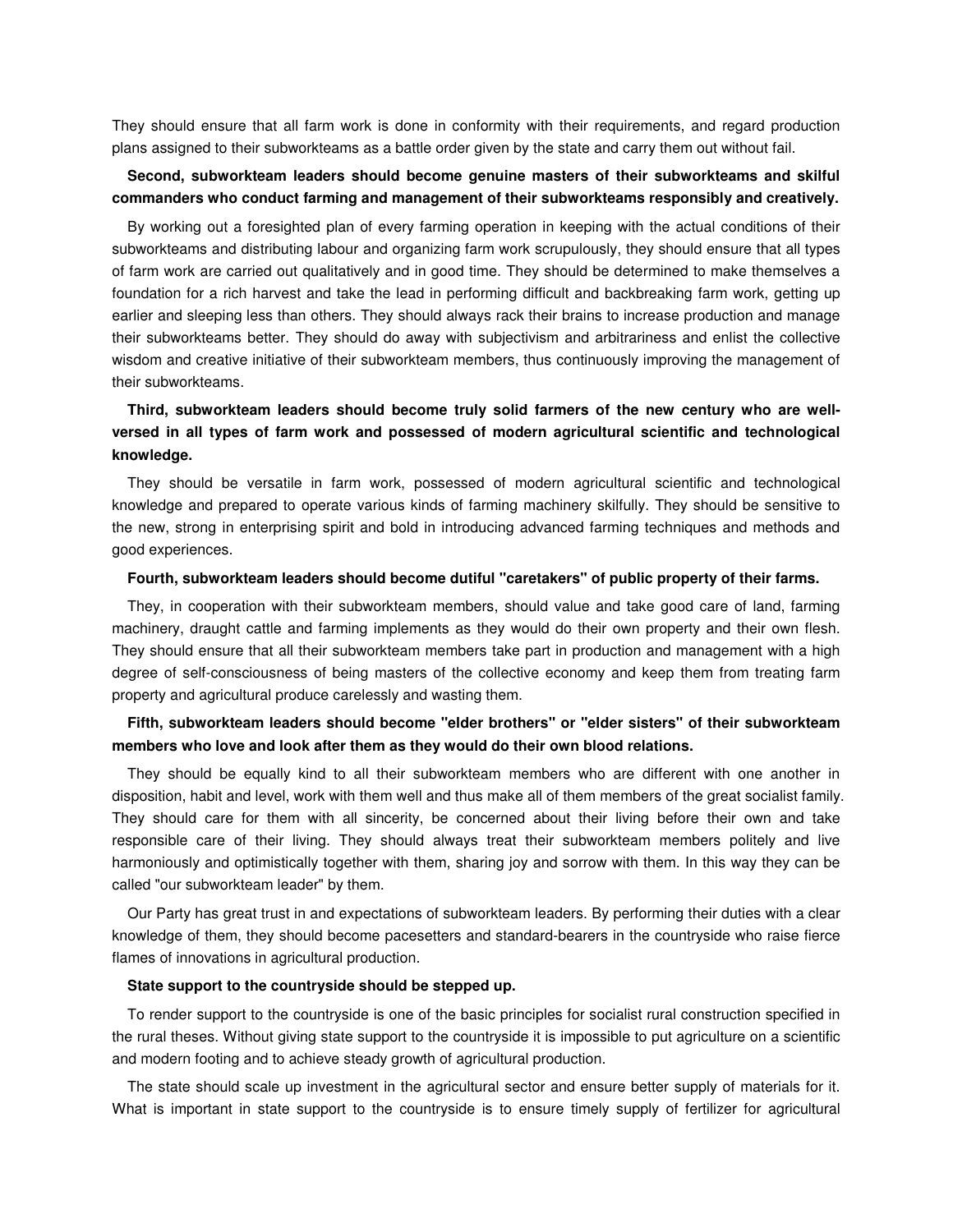They should ensure that all farm work is done in conformity with their requirements, and regard production plans assigned to their subworkteams as a battle order given by the state and carry them out without fail.

**Second, subworkteam leaders should become genuine masters of their subworkteams and skilful commanders who conduct farming and management of their subworkteams responsibly and creatively.**

By working out a foresighted plan of every farming operation in keeping with the actual conditions of their subworkteams and distributing labour and organizing farm work scrupulously, they should ensure that all types of farm work are carried out qualitatively and in good time. They should be determined to make themselves a foundation for a rich harvest and take the lead in performing difficult and backbreaking farm work, getting up earlier and sleeping less than others. They should always rack their brains to increase production and manage their subworkteams better. They should do away with subjectivism and arbitrariness and enlist the collective wisdom and creative initiative of their subworkteam members, thus continuously improving the management of their subworkteams.

**Third, subworkteam leaders should become truly solid farmers of the new century who are well-versed in all types of farm work and possessed of modern agricultural scientific and technological knowledge.**

They should be versatile in farm work, possessed of modern agricultural scientific and technological knowledge and prepared to operate various kinds of farming machinery skilfully. They should be sensitive to the new, strong in enterprising spirit and bold in introducing advanced farming techniques and methods and good experiences.

**Fourth, subworkteam leaders should become dutiful "caretakers" of public property of their farms.**

They, in cooperation with their subworkteam members, should value and take good care of land, farming machinery, draught cattle and farming implements as they would do their own property and their own flesh. They should ensure that all their subworkteam members take part in production and management with a high degree of self-consciousness of being masters of the collective economy and keep them from treating farm property and agricultural produce carelessly and wasting them.

**Fifth, subworkteam leaders should become "elder brothers" or "elder sisters" of their subworkteam members who love and look after them as they would do their own blood relations.**

They should be equally kind to all their subworkteam members who are different with one another in disposition, habit and level, work with them well and thus make all of them members of the great socialist family. They should care for them with all sincerity, be concerned about their living before their own and take responsible care of their living. They should always treat their subworkteam members politely and live harmoniously and optimistically together with them, sharing joy and sorrow with them. In this way they can be called "our subworkteam leader" by them.

Our Party has great trust in and expectations of subworkteam leaders. By performing their duties with a clear knowledge of them, they should become pacesetters and standard-bearers in the countryside who raise fierce flames of innovations in agricultural production.

**State support to the countryside should be stepped up.**

To render support to the countryside is one of the basic principles for socialist rural construction specified in the rural theses. Without giving state support to the countryside it is impossible to put agriculture on a scientific and modern footing and to achieve steady growth of agricultural production.

The state should scale up investment in the agricultural sector and ensure better supply of materials for it. What is important in state support to the countryside is to ensure timely supply of fertilizer for agricultural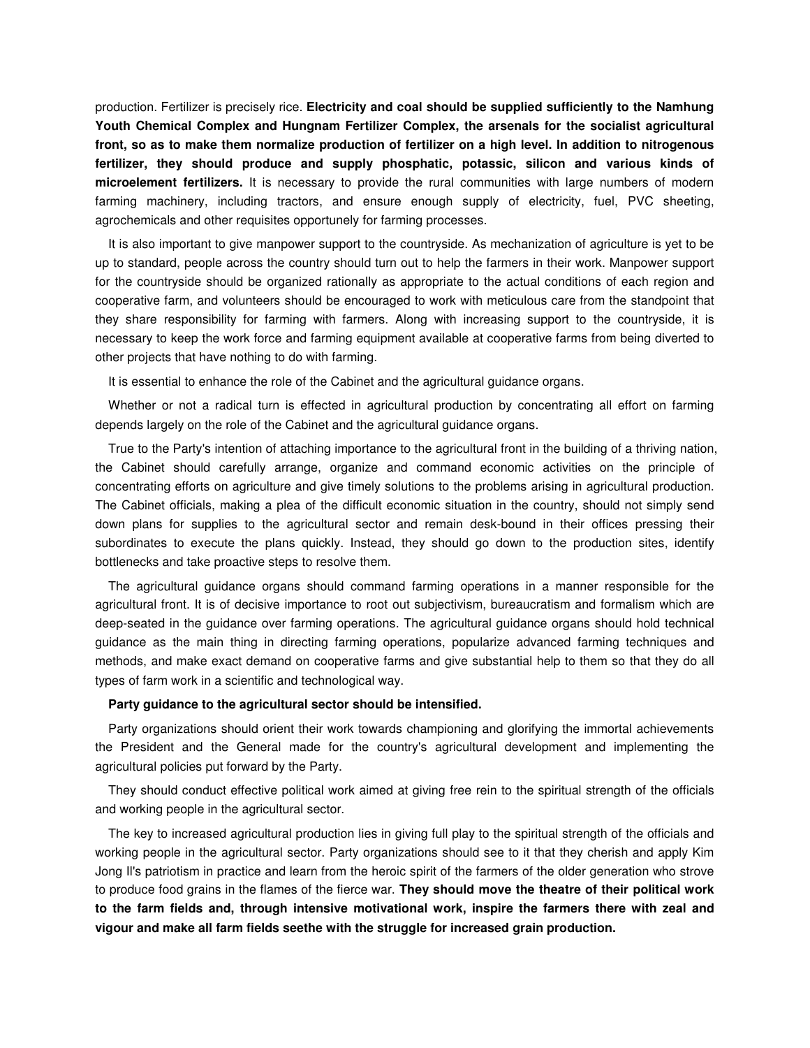production. Fertilizer is precisely rice. **Electricity and coal should be supplied sufficiently to the Namhung Youth Chemical Complex and Hungnam Fertilizer Complex, the arsenals for the socialist agricultural front, so as to make them normalize production of fertilizer on a high level. In addition to nitrogenous fertilizer, they should produce and supply phosphatic, potassic, silicon and various kinds of microelement fertilizers.** It is necessary to provide the rural communities with large numbers of modern farming machinery, including tractors, and ensure enough supply of electricity, fuel, PVC sheeting, agrochemicals and other requisites opportunely for farming processes.

It is also important to give manpower support to the countryside. As mechanization of agriculture is yet to be up to standard, people across the country should turn out to help the farmers in their work. Manpower support for the countryside should be organized rationally as appropriate to the actual conditions of each region and cooperative farm, and volunteers should be encouraged to work with meticulous care from the standpoint that they share responsibility for farming with farmers. Along with increasing support to the countryside, it is necessary to keep the work force and farming equipment available at cooperative farms from being diverted to other projects that have nothing to do with farming.

It is essential to enhance the role of the Cabinet and the agricultural guidance organs.

Whether or not a radical turn is effected in agricultural production by concentrating all effort on farming depends largely on the role of the Cabinet and the agricultural guidance organs.

True to the Party's intention of attaching importance to the agricultural front in the building of a thriving nation, the Cabinet should carefully arrange, organize and command economic activities on the principle of concentrating efforts on agriculture and give timely solutions to the problems arising in agricultural production. The Cabinet officials, making a plea of the difficult economic situation in the country, should not simply send down plans for supplies to the agricultural sector and remain desk-bound in their offices pressing their subordinates to execute the plans quickly. Instead, they should go down to the production sites, identify bottlenecks and take proactive steps to resolve them.

The agricultural guidance organs should command farming operations in a manner responsible for the agricultural front. It is of decisive importance to root out subjectivism, bureaucratism and formalism which are deep-seated in the guidance over farming operations. The agricultural guidance organs should hold technical guidance as the main thing in directing farming operations, popularize advanced farming techniques and methods, and make exact demand on cooperative farms and give substantial help to them so that they do all types of farm work in a scientific and technological way.

**Party guidance to the agricultural sector should be intensified.**

Party organizations should orient their work towards championing and glorifying the immortal achievements the President and the General made for the country's agricultural development and implementing the agricultural policies put forward by the Party.

They should conduct effective political work aimed at giving free rein to the spiritual strength of the officials and working people in the agricultural sector.

The key to increased agricultural production lies in giving full play to the spiritual strength of the officials and working people in the agricultural sector. Party organizations should see to it that they cherish and apply Kim Jong Il's patriotism in practice and learn from the heroic spirit of the farmers of the older generation who strove to produce food grains in the flames of the fierce war. **They should move the theatre of their political work to the farm fields and, through intensive motivational work, inspire the farmers there with zeal and vigour and make all farm fields seethe with the struggle for increased grain production.**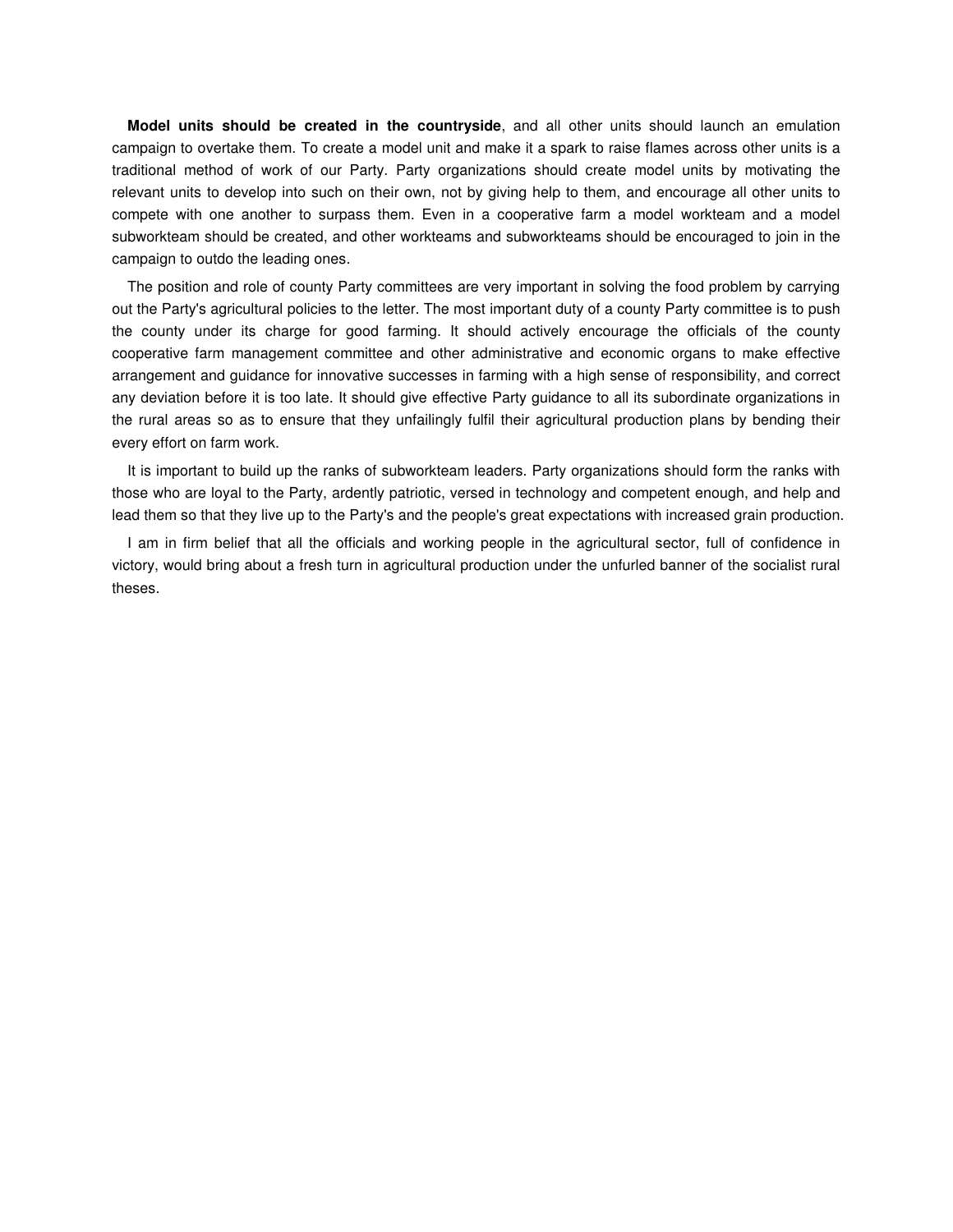**Model units should be created in the countryside**, and all other units should launch an emulation campaign to overtake them. To create a model unit and make it a spark to raise flames across other units is a traditional method of work of our Party. Party organizations should create model units by motivating the relevant units to develop into such on their own, not by giving help to them, and encourage all other units to compete with one another to surpass them. Even in a cooperative farm a model workteam and a model subworkteam should be created, and other workteams and subworkteams should be encouraged to join in the campaign to outdo the leading ones.

The position and role of county Party committees are very important in solving the food problem by carrying out the Party's agricultural policies to the letter. The most important duty of a county Party committee is to push the county under its charge for good farming. It should actively encourage the officials of the county cooperative farm management committee and other administrative and economic organs to make effective arrangement and guidance for innovative successes in farming with a high sense of responsibility, and correct any deviation before it is too late. It should give effective Party guidance to all its subordinate organizations in the rural areas so as to ensure that they unfailingly fulfil their agricultural production plans by bending their every effort on farm work.

It is important to build up the ranks of subworkteam leaders. Party organizations should form the ranks with those who are loyal to the Party, ardently patriotic, versed in technology and competent enough, and help and lead them so that they live up to the Party's and the people's great expectations with increased grain production.

I am in firm belief that all the officials and working people in the agricultural sector, full of confidence in victory, would bring about a fresh turn in agricultural production under the unfurled banner of the socialist rural theses.